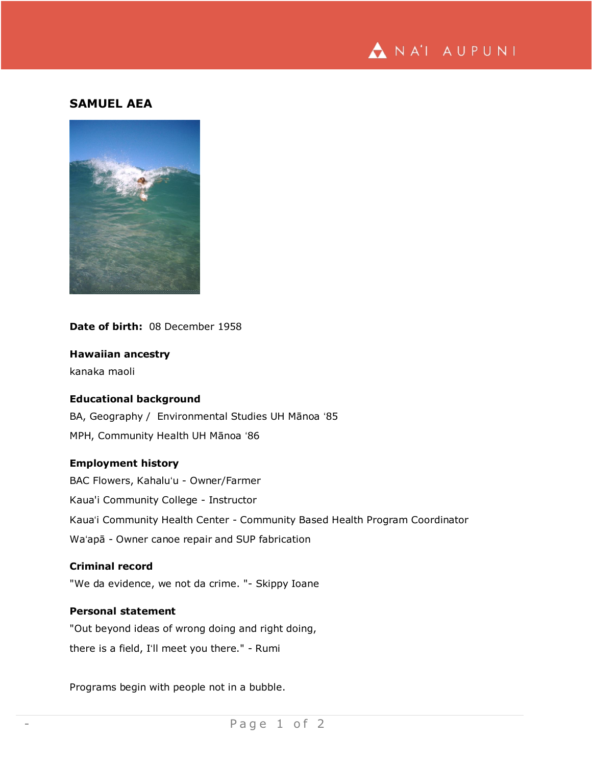# SAMUEL AEA

**Date of birth:** 08 December 1958

**Hawaiian ancestry**

kanaka maoli

**Educational background**

BA, Geography / Environmental Studies UH Mānoa '85

MPH, Community Health UH Mānoa '86

**Employment history**

BAC Flowers, Kahaluʻu - Owner/Farmer

Kaua'i Community College - Instructor

Kauaʻi Community Health Center - Community Based Health Program Coordinator

Waʻapā - Owner canoe repair and SUP fabrication

**Criminal record**

"We da evidence, we not da crime. "- Skippy Ioane

**Personal statement**

"Out beyond ideas of wrong doing and right doing,

there is a field, I'll meet you there." - Rumi

Programs begin with people not in a bubble.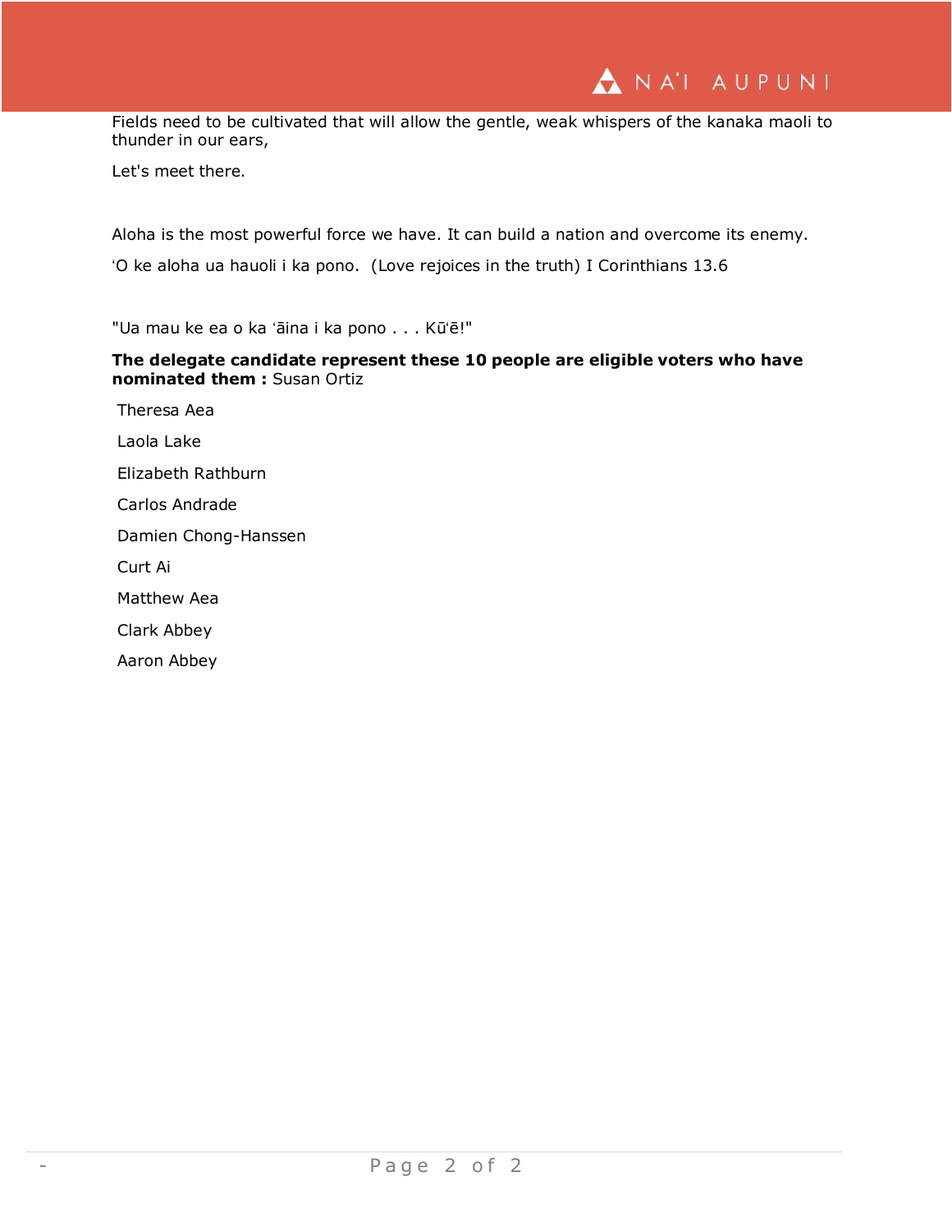Fields need to be cultivated that will allow the gentle, weak whispers of the kanaka maoli to thunder in our ears,

Let's meet there.

Aloha is the most powerful force we have. It can build a nation and overcome its enemy.

ʻO ke aloha ua hauoli i ka pono. (Love rejoices in the truth) I Corinthians 13.6

"Ua mau ke ea o ka ʻāina i ka pono . . . Kūʻē!"

**The delegate candidate represent these 10 people are eligible voters who have nominated them :** Susan Ortiz

Theresa Aea

Laola Lake

Elizabeth Rathburn

Carlos Andrade

Damien Chong-Hanssen

Curt Ai

Matthew Aea

Clark Abbey

Aaron Abbey